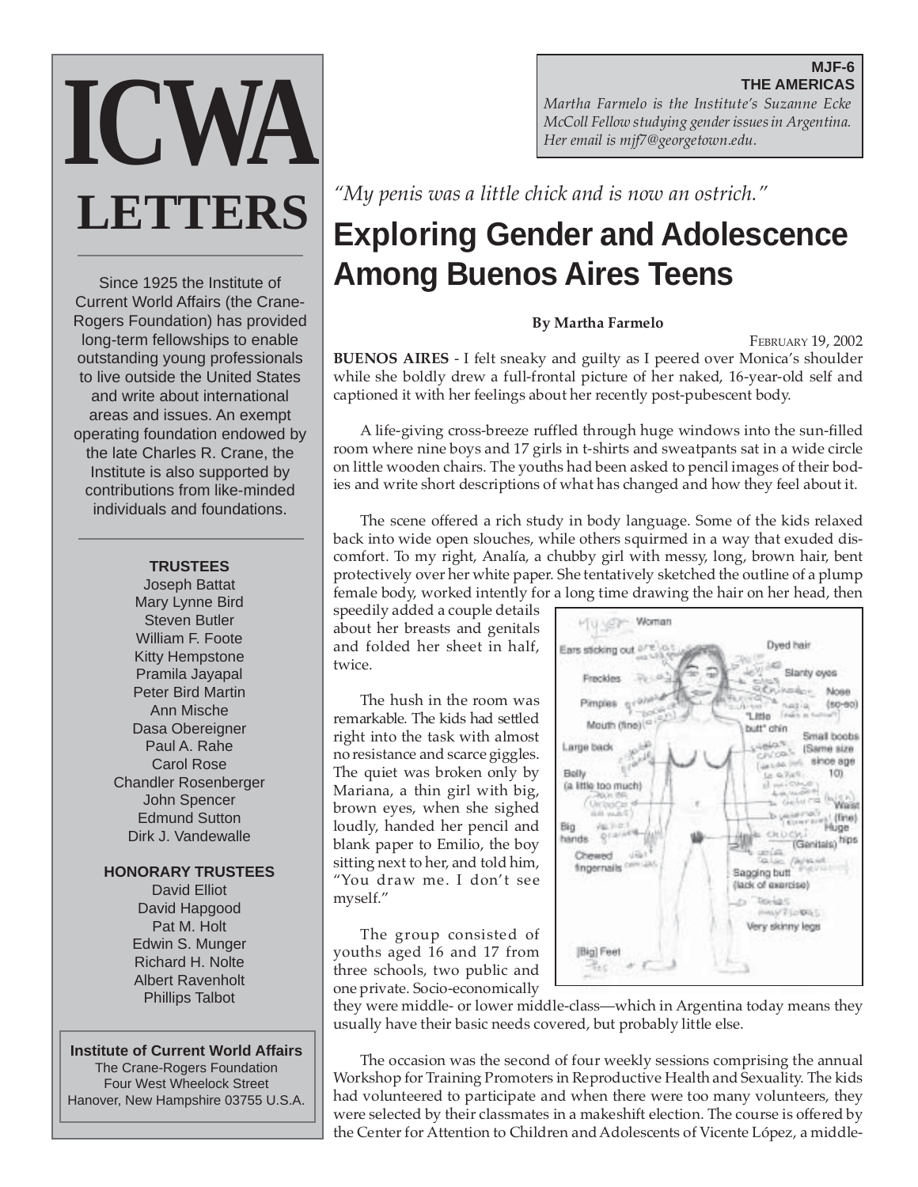# ICWA LETTERS

Since 1925 the Institute of Current World Affairs (the Crane-Rogers Foundation) has provided long-term fellowships to enable outstanding young professionals to live outside the United States and write about international areas and issues. An exempt operating foundation endowed by the late Charles R. Crane, the Institute is also supported by contributions from like-minded individuals and foundations.

**TRUSTEES**

Joseph Battat
Mary Lynne Bird
Steven Butler
William F. Foote
Kitty Hempstone
Pramila Jayapal
Peter Bird Martin
Ann Mische
Dasa Obereigner
Paul A. Rahe
Carol Rose
Chandler Rosenberger
John Spencer
Edmund Sutton
Dirk J. Vandewalle

**HONORARY TRUSTEES**

David Elliot
David Hapgood
Pat M. Holt
Edwin S. Munger
Richard H. Nolte
Albert Ravenholt
Phillips Talbot

**Institute of Current World Affairs**
The Crane-Rogers Foundation
Four West Wheelock Street
Hanover, New Hampshire 03755 U.S.A.

---

**MJF-6**
**THE AMERICAS**

*Martha Farmelo is the Institute's Suzanne Ecke McColl Fellow studying gender issues in Argentina. Her email is mjf7@georgetown.edu.*

*"My penis was a little chick and is now an ostrich."*

# Exploring Gender and Adolescence Among Buenos Aires Teens

**By Martha Farmelo**

February 19, 2002

**BUENOS AIRES** - I felt sneaky and guilty as I peered over Monica's shoulder while she boldly drew a full-frontal picture of her naked, 16-year-old self and captioned it with her feelings about her recently post-pubescent body.

A life-giving cross-breeze ruffled through huge windows into the sun-filled room where nine boys and 17 girls in t-shirts and sweatpants sat in a wide circle on little wooden chairs. The youths had been asked to pencil images of their bodies and write short descriptions of what has changed and how they feel about it.

The scene offered a rich study in body language. Some of the kids relaxed back into wide open slouches, while others squirmed in a way that exuded discomfort. To my right, Analía, a chubby girl with messy, long, brown hair, bent protectively over her white paper. She tentatively sketched the outline of a plump female body, worked intently for a long time drawing the hair on her head, then speedily added a couple details about her breasts and genitals and folded her sheet in half, twice.

The hush in the room was remarkable. The kids had settled right into the task with almost no resistance and scarce giggles. The quiet was broken only by Mariana, a thin girl with big, brown eyes, when she sighed loudly, handed her pencil and blank paper to Emilio, the boy sitting next to her, and told him, "You draw me. I don't see myself."

The group consisted of youths aged 16 and 17 from three schools, two public and one private. Socio-economically they were middle- or lower middle-class—which in Argentina today means they usually have their basic needs covered, but probably little else.

The occasion was the second of four weekly sessions comprising the annual Workshop for Training Promoters in Reproductive Health and Sexuality. The kids had volunteered to participate and when there were too many volunteers, they were selected by their classmates in a makeshift election. The course is offered by the Center for Attention to Children and Adolescents of Vicente López, a middle-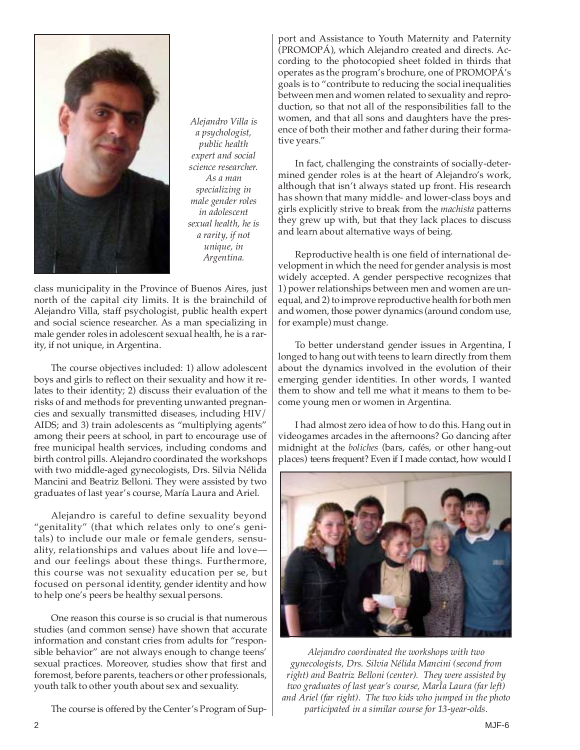*Alejandro Villa is a psychologist, public health expert and social science researcher. As a man specializing in male gender roles in adolescent sexual health, he is a rarity, if not unique, in Argentina.*

class municipality in the Province of Buenos Aires, just north of the capital city limits. It is the brainchild of Alejandro Villa, staff psychologist, public health expert and social science researcher. As a man specializing in male gender roles in adolescent sexual health, he is a rarity, if not unique, in Argentina.

The course objectives included: 1) allow adolescent boys and girls to reflect on their sexuality and how it relates to their identity; 2) discuss their evaluation of the risks of and methods for preventing unwanted pregnancies and sexually transmitted diseases, including HIV/AIDS; and 3) train adolescents as "multiplying agents" among their peers at school, in part to encourage use of free municipal health services, including condoms and birth control pills. Alejandro coordinated the workshops with two middle-aged gynecologists, Drs. Silvia Nélida Mancini and Beatriz Belloni. They were assisted by two graduates of last year's course, María Laura and Ariel.

Alejandro is careful to define sexuality beyond "genitality" (that which relates only to one's genitals) to include our male or female genders, sensuality, relationships and values about life and love—and our feelings about these things. Furthermore, this course was not sexuality education per se, but focused on personal identity, gender identity and how to help one's peers be healthy sexual persons.

One reason this course is so crucial is that numerous studies (and common sense) have shown that accurate information and constant cries from adults for "responsible behavior" are not always enough to change teens' sexual practices. Moreover, studies show that first and foremost, before parents, teachers or other professionals, youth talk to other youth about sex and sexuality.

The course is offered by the Center's Program of Support and Assistance to Youth Maternity and Paternity (PROMOPÁ), which Alejandro created and directs. According to the photocopied sheet folded in thirds that operates as the program's brochure, one of PROMOPÁ's goals is to "contribute to reducing the social inequalities between men and women related to sexuality and reproduction, so that not all of the responsibilities fall to the women, and that all sons and daughters have the presence of both their mother and father during their formative years."

In fact, challenging the constraints of socially-determined gender roles is at the heart of Alejandro's work, although that isn't always stated up front. His research has shown that many middle- and lower-class boys and girls explicitly strive to break from the *machista* patterns they grew up with, but that they lack places to discuss and learn about alternative ways of being.

Reproductive health is one field of international development in which the need for gender analysis is most widely accepted. A gender perspective recognizes that 1) power relationships between men and women are unequal, and 2) to improve reproductive health for both men and women, those power dynamics (around condom use, for example) must change.

To better understand gender issues in Argentina, I longed to hang out with teens to learn directly from them about the dynamics involved in the evolution of their emerging gender identities. In other words, I wanted them to show and tell me what it means to them to become young men or women in Argentina.

I had almost zero idea of how to do this. Hang out in videogames arcades in the afternoons? Go dancing after midnight at the *boliches* (bars, cafés, or other hang-out places) teens frequent? Even if I made contact, how would I

*Alejandro coordinated the workshops with two gynecologists, Drs. Silvia Nélida Mancini (second from right) and Beatriz Belloni (center). They were assisted by two graduates of last year's course, MarÌa Laura (far left) and Ariel (far right). The two kids who jumped in the photo participated in a similar course for 13-year-olds.*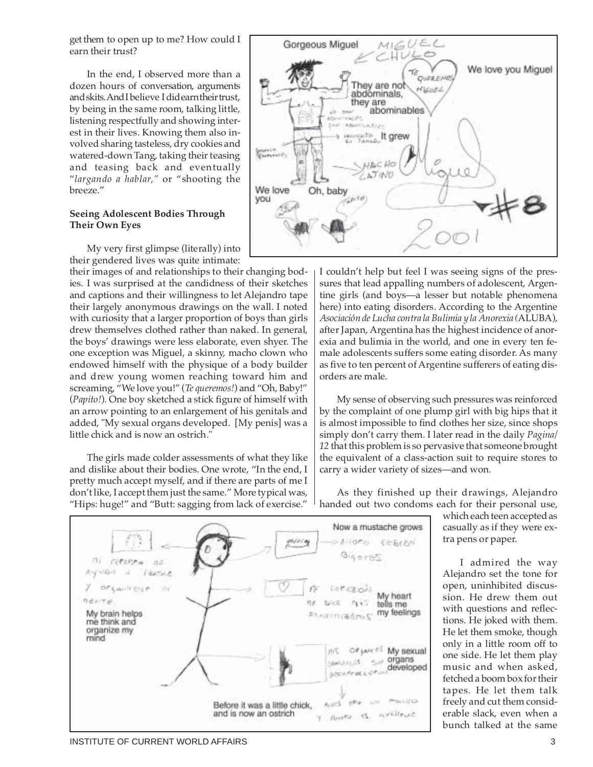get them to open up to me? How could I earn their trust?

In the end, I observed more than a dozen hours of conversation, arguments and skits. And I believe I did earn their trust, by being in the same room, talking little, listening respectfully and showing interest in their lives. Knowing them also involved sharing tasteless, dry cookies and watered-down Tang, taking their teasing and teasing back and eventually "*largando a hablar,*" or "shooting the breeze."

**Seeing Adolescent Bodies Through Their Own Eyes**

My very first glimpse (literally) into their gendered lives was quite intimate: their images of and relationships to their changing bodies. I was surprised at the candidness of their sketches and captions and their willingness to let Alejandro tape their largely anonymous drawings on the wall. I noted with curiosity that a larger proportion of boys than girls drew themselves clothed rather than naked. In general, the boys' drawings were less elaborate, even shyer. The one exception was Miguel, a skinny, macho clown who endowed himself with the physique of a body builder and drew young women reaching toward him and screaming, "We love you!" (*Te queremos!*) and "Oh, Baby!" (*Papito!*). One boy sketched a stick figure of himself with an arrow pointing to an enlargement of his genitals and added, "My sexual organs developed. [My penis] was a little chick and is now an ostrich."

The girls made colder assessments of what they like and dislike about their bodies. One wrote, "In the end, I pretty much accept myself, and if there are parts of me I don't like, I accept them just the same." More typical was, "Hips: huge!" and "Butt: sagging from lack of exercise." I couldn't help but feel I was seeing signs of the pressures that lead appalling numbers of adolescent, Argentine girls (and boys—a lesser but notable phenomena here) into eating disorders. According to the Argentine *Asociación de Lucha contra la Bulimia y la Anorexia* (ALUBA), after Japan, Argentina has the highest incidence of anorexia and bulimia in the world, and one in every ten female adolescents suffers some eating disorder. As many as five to ten percent of Argentine sufferers of eating disorders are male.

My sense of observing such pressures was reinforced by the complaint of one plump girl with big hips that it is almost impossible to find clothes her size, since shops simply don't carry them. I later read in the daily *Pagina/12* that this problem is so pervasive that someone brought the equivalent of a class-action suit to require stores to carry a wider variety of sizes—and won.

As they finished up their drawings, Alejandro handed out two condoms each for their personal use, which each teen accepted as casually as if they were extra pens or paper.

I admired the way Alejandro set the tone for open, uninhibited discussion. He drew them out with questions and reflections. He joked with them. He let them smoke, though only in a little room off to one side. He let them play music and when asked, fetched a boom box for their tapes. He let them talk freely and cut them considerable slack, even when a bunch talked at the same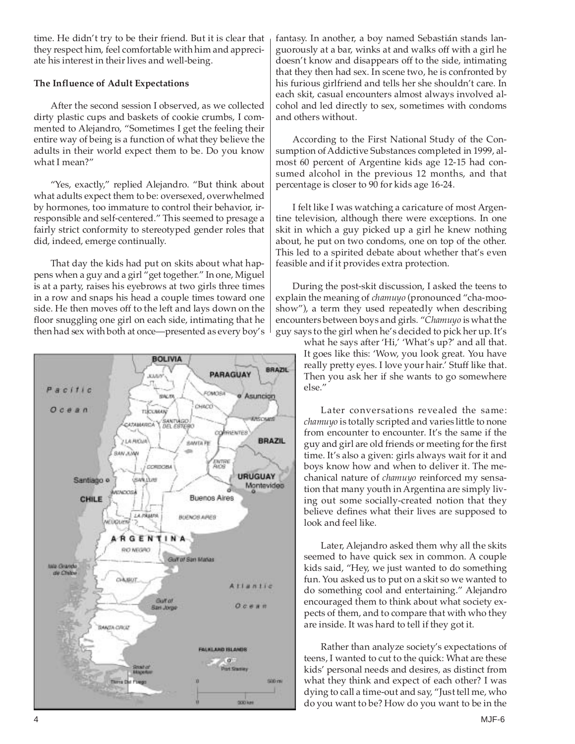time. He didn't try to be their friend. But it is clear that they respect him, feel comfortable with him and appreciate his interest in their lives and well-being.

**The Influence of Adult Expectations**

After the second session I observed, as we collected dirty plastic cups and baskets of cookie crumbs, I commented to Alejandro, "Sometimes I get the feeling their entire way of being is a function of what they believe the adults in their world expect them to be. Do you know what I mean?"

"Yes, exactly," replied Alejandro. "But think about what adults expect them to be: oversexed, overwhelmed by hormones, too immature to control their behavior, irresponsible and self-centered." This seemed to presage a fairly strict conformity to stereotyped gender roles that did, indeed, emerge continually.

That day the kids had put on skits about what happens when a guy and a girl "get together." In one, Miguel is at a party, raises his eyebrows at two girls three times in a row and snaps his head a couple times toward one side. He then moves off to the left and lays down on the floor snuggling one girl on each side, intimating that he then had sex with both at once—presented as every boy's fantasy. In another, a boy named Sebastián stands languorously at a bar, winks at and walks off with a girl he doesn't know and disappears off to the side, intimating that they then had sex. In scene two, he is confronted by his furious girlfriend and tells her she shouldn't care. In each skit, casual encounters almost always involved alcohol and led directly to sex, sometimes with condoms and others without.

According to the First National Study of the Consumption of Addictive Substances completed in 1999, almost 60 percent of Argentine kids age 12-15 had consumed alcohol in the previous 12 months, and that percentage is closer to 90 for kids age 16-24.

I felt like I was watching a caricature of most Argentine television, although there were exceptions. In one skit in which a guy picked up a girl he knew nothing about, he put on two condoms, one on top of the other. This led to a spirited debate about whether that's even feasible and if it provides extra protection.

During the post-skit discussion, I asked the teens to explain the meaning of *chamuyo* (pronounced "cha-moo-show"), a term they used repeatedly when describing encounters between boys and girls. "*Chamuyo* is what the guy says to the girl when he's decided to pick her up. It's what he says after 'Hi,' 'What's up?' and all that. It goes like this: 'Wow, you look great. You have really pretty eyes. I love your hair.' Stuff like that. Then you ask her if she wants to go somewhere else."

Later conversations revealed the same: *chamuyo* is totally scripted and varies little to none from encounter to encounter. It's the same if the guy and girl are old friends or meeting for the first time. It's also a given: girls always wait for it and boys know how and when to deliver it. The mechanical nature of *chamuyo* reinforced my sensation that many youth in Argentina are simply living out some socially-created notion that they believe defines what their lives are supposed to look and feel like.

Later, Alejandro asked them why all the skits seemed to have quick sex in common. A couple kids said, "Hey, we just wanted to do something fun. You asked us to put on a skit so we wanted to do something cool and entertaining." Alejandro encouraged them to think about what society expects of them, and to compare that with who they are inside. It was hard to tell if they got it.

Rather than analyze society's expectations of teens, I wanted to cut to the quick: What are these kids' personal needs and desires, as distinct from what they think and expect of each other? I was dying to call a time-out and say, "Just tell me, who do you want to be? How do you want to be in the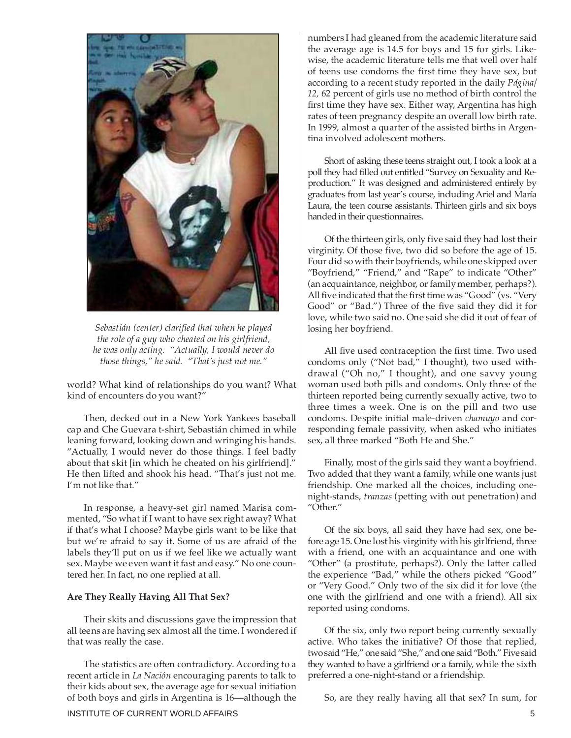Sebastián (center) clarified that when he played the role of a guy who cheated on his girlfriend, he was only acting. "Actually, I would never do those things," he said. "That's just not me."

world? What kind of relationships do you want? What kind of encounters do you want?"

Then, decked out in a New York Yankees baseball cap and Che Guevara t-shirt, Sebastián chimed in while leaning forward, looking down and wringing his hands. "Actually, I would never do those things. I feel badly about that skit [in which he cheated on his girlfriend]." He then lifted and shook his head. "That's just not me. I'm not like that."

In response, a heavy-set girl named Marisa commented, "So what if I want to have sex right away? What if that's what I choose? Maybe girls want to be like that but we're afraid to say it. Some of us are afraid of the labels they'll put on us if we feel like we actually want sex. Maybe we even want it fast and easy." No one countered her. In fact, no one replied at all.

**Are They Really Having All That Sex?**

Their skits and discussions gave the impression that all teens are having sex almost all the time. I wondered if that was really the case.

The statistics are often contradictory. According to a recent article in *La Nación* encouraging parents to talk to their kids about sex, the average age for sexual initiation of both boys and girls in Argentina is 16—although the numbers I had gleaned from the academic literature said the average age is 14.5 for boys and 15 for girls. Likewise, the academic literature tells me that well over half of teens use condoms the first time they have sex, but according to a recent study reported in the daily *Página/12,* 62 percent of girls use no method of birth control the first time they have sex. Either way, Argentina has high rates of teen pregnancy despite an overall low birth rate. In 1999, almost a quarter of the assisted births in Argentina involved adolescent mothers.

Short of asking these teens straight out, I took a look at a poll they had filled out entitled "Survey on Sexuality and Reproduction." It was designed and administered entirely by graduates from last year's course, including Ariel and María Laura, the teen course assistants. Thirteen girls and six boys handed in their questionnaires.

Of the thirteen girls, only five said they had lost their virginity. Of those five, two did so before the age of 15. Four did so with their boyfriends, while one skipped over "Boyfriend," "Friend," and "Rape" to indicate "Other" (an acquaintance, neighbor, or family member, perhaps?). All five indicated that the first time was "Good" (vs. "Very Good" or "Bad.") Three of the five said they did it for love, while two said no. One said she did it out of fear of losing her boyfriend.

All five used contraception the first time. Two used condoms only ("Not bad," I thought), two used withdrawal ("Oh no," I thought), and one savvy young woman used both pills and condoms. Only three of the thirteen reported being currently sexually active, two to three times a week. One is on the pill and two use condoms. Despite initial male-driven *chamuyo* and corresponding female passivity, when asked who initiates sex, all three marked "Both He and She."

Finally, most of the girls said they want a boyfriend. Two added that they want a family, while one wants just friendship. One marked all the choices, including one-night-stands, *tranzas* (petting with out penetration) and "Other."

Of the six boys, all said they have had sex, one before age 15. One lost his virginity with his girlfriend, three with a friend, one with an acquaintance and one with "Other" (a prostitute, perhaps?). Only the latter called the experience "Bad," while the others picked "Good" or "Very Good." Only two of the six did it for love (the one with the girlfriend and one with a friend). All six reported using condoms.

Of the six, only two report being currently sexually active. Who takes the initiative? Of those that replied, two said "He," one said "She," and one said "Both." Five said they wanted to have a girlfriend or a family, while the sixth preferred a one-night-stand or a friendship.

So, are they really having all that sex? In sum, for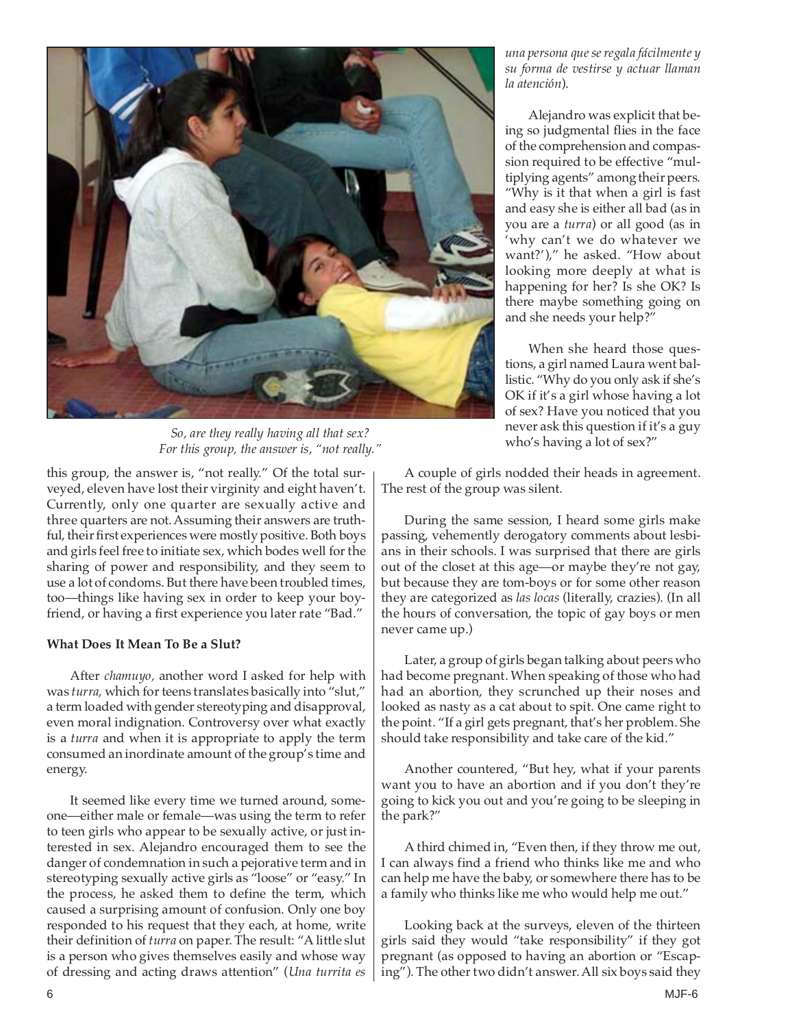*So, are they really having all that sex? For this group, the answer is, "not really."*

this group, the answer is, "not really." Of the total surveyed, eleven have lost their virginity and eight haven't. Currently, only one quarter are sexually active and three quarters are not. Assuming their answers are truthful, their first experiences were mostly positive. Both boys and girls feel free to initiate sex, which bodes well for the sharing of power and responsibility, and they seem to use a lot of condoms. But there have been troubled times, too—things like having sex in order to keep your boyfriend, or having a first experience you later rate "Bad."

**What Does It Mean To Be a Slut?**

After *chamuyo,* another word I asked for help with was *turra,* which for teens translates basically into "slut," a term loaded with gender stereotyping and disapproval, even moral indignation. Controversy over what exactly is a *turra* and when it is appropriate to apply the term consumed an inordinate amount of the group's time and energy.

It seemed like every time we turned around, someone—either male or female—was using the term to refer to teen girls who appear to be sexually active, or just interested in sex. Alejandro encouraged them to see the danger of condemnation in such a pejorative term and in stereotyping sexually active girls as "loose" or "easy." In the process, he asked them to define the term, which caused a surprising amount of confusion. Only one boy responded to his request that they each, at home, write their definition of *turra* on paper. The result: "A little slut is a person who gives themselves easily and whose way of dressing and acting draws attention" (*Una turrita es una persona que se regala fácilmente y su forma de vestirse y actuar llaman la atención*).

Alejandro was explicit that being so judgmental flies in the face of the comprehension and compassion required to be effective "multiplying agents" among their peers. "Why is it that when a girl is fast and easy she is either all bad (as in you are a *turra*) or all good (as in 'why can't we do whatever we want?')," he asked. "How about looking more deeply at what is happening for her? Is she OK? Is there maybe something going on and she needs your help?"

When she heard those questions, a girl named Laura went ballistic. "Why do you only ask if she's OK if it's a girl whose having a lot of sex? Have you noticed that you never ask this question if it's a guy who's having a lot of sex?"

A couple of girls nodded their heads in agreement. The rest of the group was silent.

During the same session, I heard some girls make passing, vehemently derogatory comments about lesbians in their schools. I was surprised that there are girls out of the closet at this age—or maybe they're not gay, but because they are tom-boys or for some other reason they are categorized as *las locas* (literally, crazies). (In all the hours of conversation, the topic of gay boys or men never came up.)

Later, a group of girls began talking about peers who had become pregnant. When speaking of those who had had an abortion, they scrunched up their noses and looked as nasty as a cat about to spit. One came right to the point. "If a girl gets pregnant, that's her problem. She should take responsibility and take care of the kid."

Another countered, "But hey, what if your parents want you to have an abortion and if you don't they're going to kick you out and you're going to be sleeping in the park?"

A third chimed in, "Even then, if they throw me out, I can always find a friend who thinks like me and who can help me have the baby, or somewhere there has to be a family who thinks like me who would help me out."

Looking back at the surveys, eleven of the thirteen girls said they would "take responsibility" if they got pregnant (as opposed to having an abortion or "Escaping"). The other two didn't answer. All six boys said they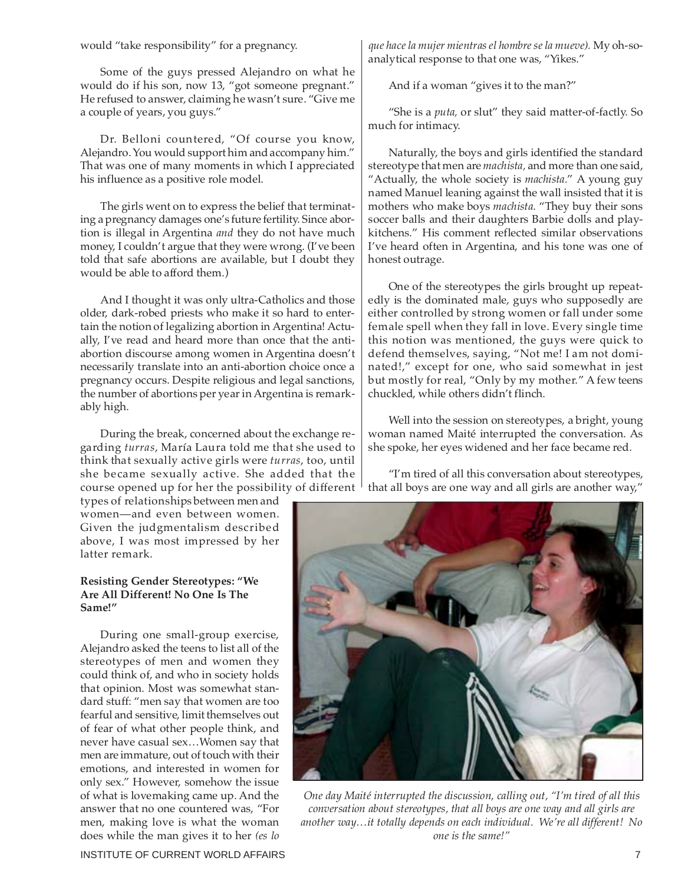would "take responsibility" for a pregnancy.

Some of the guys pressed Alejandro on what he would do if his son, now 13, "got someone pregnant." He refused to answer, claiming he wasn't sure. "Give me a couple of years, you guys."

Dr. Belloni countered, "Of course you know, Alejandro. You would support him and accompany him." That was one of many moments in which I appreciated his influence as a positive role model.

The girls went on to express the belief that terminating a pregnancy damages one's future fertility. Since abortion is illegal in Argentina *and* they do not have much money, I couldn't argue that they were wrong. (I've been told that safe abortions are available, but I doubt they would be able to afford them.)

And I thought it was only ultra-Catholics and those older, dark-robed priests who make it so hard to entertain the notion of legalizing abortion in Argentina! Actually, I've read and heard more than once that the anti-abortion discourse among women in Argentina doesn't necessarily translate into an anti-abortion choice once a pregnancy occurs. Despite religious and legal sanctions, the number of abortions per year in Argentina is remarkably high.

During the break, concerned about the exchange regarding *turras*, María Laura told me that she used to think that sexually active girls were *turras*, too, until she became sexually active. She added that the course opened up for her the possibility of different types of relationships between men and women—and even between women. Given the judgmentalism described above, I was most impressed by her latter remark.

**Resisting Gender Stereotypes: "We Are All Different! No One Is The Same!"**

During one small-group exercise, Alejandro asked the teens to list all of the stereotypes of men and women they could think of, and who in society holds that opinion. Most was somewhat standard stuff: "men say that women are too fearful and sensitive, limit themselves out of fear of what other people think, and never have casual sex…Women say that men are immature, out of touch with their emotions, and interested in women for only sex." However, somehow the issue of what is lovemaking came up. And the answer that no one countered was, "For men, making love is what the woman does while the man gives it to her *(es lo que hace la mujer mientras el hombre se la mueve).* My oh-so-analytical response to that one was, "Yikes."

And if a woman "gives it to the man?"

"She is a *puta*, or slut" they said matter-of-factly. So much for intimacy.

Naturally, the boys and girls identified the standard stereotype that men are *machista*, and more than one said, "Actually, the whole society is *machista*." A young guy named Manuel leaning against the wall insisted that it is mothers who make boys *machista*. "They buy their sons soccer balls and their daughters Barbie dolls and play-kitchens." His comment reflected similar observations I've heard often in Argentina, and his tone was one of honest outrage.

One of the stereotypes the girls brought up repeatedly is the dominated male, guys who supposedly are either controlled by strong women or fall under some female spell when they fall in love. Every single time this notion was mentioned, the guys were quick to defend themselves, saying, "Not me! I am not dominated!," except for one, who said somewhat in jest but mostly for real, "Only by my mother." A few teens chuckled, while others didn't flinch.

Well into the session on stereotypes, a bright, young woman named Maité interrupted the conversation. As she spoke, her eyes widened and her face became red.

"I'm tired of all this conversation about stereotypes, that all boys are one way and all girls are another way,"

*One day Maité interrupted the discussion, calling out, "I'm tired of all this conversation about stereotypes, that all boys are one way and all girls are another way…it totally depends on each individual. We're all different! No one is the same!"*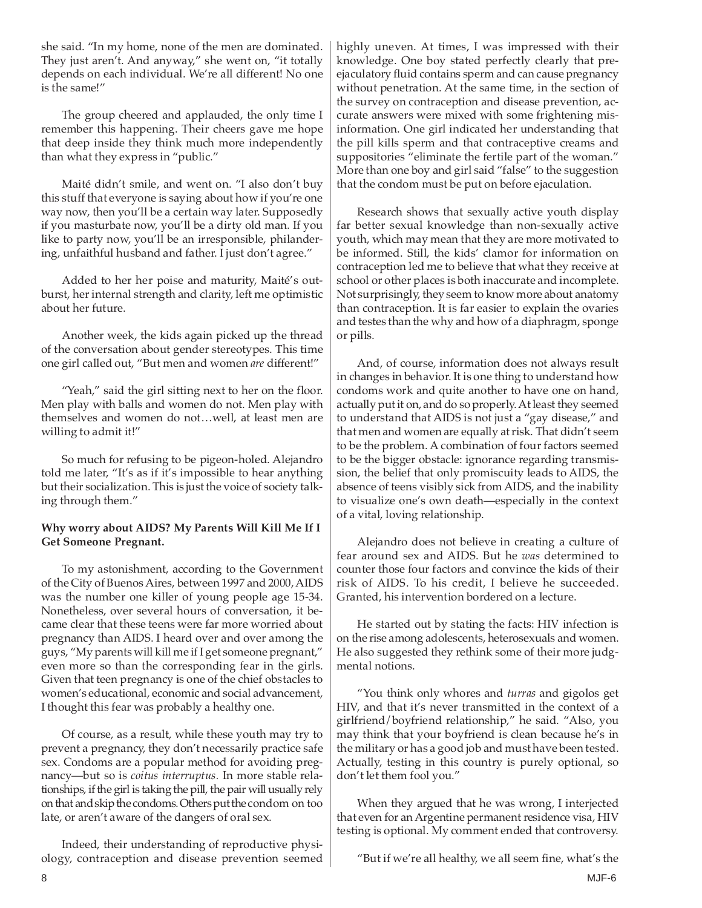she said. "In my home, none of the men are dominated. They just aren't. And anyway," she went on, "it totally depends on each individual. We're all different! No one is the same!"

The group cheered and applauded, the only time I remember this happening. Their cheers gave me hope that deep inside they think much more independently than what they express in "public."

Maité didn't smile, and went on. "I also don't buy this stuff that everyone is saying about how if you're one way now, then you'll be a certain way later. Supposedly if you masturbate now, you'll be a dirty old man. If you like to party now, you'll be an irresponsible, philandering, unfaithful husband and father. I just don't agree."

Added to her her poise and maturity, Maité's outburst, her internal strength and clarity, left me optimistic about her future.

Another week, the kids again picked up the thread of the conversation about gender stereotypes. This time one girl called out, "But men and women *are* different!"

"Yeah," said the girl sitting next to her on the floor. Men play with balls and women do not. Men play with themselves and women do not…well, at least men are willing to admit it!"

So much for refusing to be pigeon-holed. Alejandro told me later, "It's as if it's impossible to hear anything but their socialization. This is just the voice of society talking through them."

**Why worry about AIDS? My Parents Will Kill Me If I Get Someone Pregnant.**

To my astonishment, according to the Government of the City of Buenos Aires, between 1997 and 2000, AIDS was the number one killer of young people age 15-34. Nonetheless, over several hours of conversation, it became clear that these teens were far more worried about pregnancy than AIDS. I heard over and over among the guys, "My parents will kill me if I get someone pregnant," even more so than the corresponding fear in the girls. Given that teen pregnancy is one of the chief obstacles to women's educational, economic and social advancement, I thought this fear was probably a healthy one.

Of course, as a result, while these youth may try to prevent a pregnancy, they don't necessarily practice safe sex. Condoms are a popular method for avoiding pregnancy—but so is *coitus interruptus.* In more stable relationships, if the girl is taking the pill, the pair will usually rely on that and skip the condoms. Others put the condom on too late, or aren't aware of the dangers of oral sex.

Indeed, their understanding of reproductive physiology, contraception and disease prevention seemed highly uneven. At times, I was impressed with their knowledge. One boy stated perfectly clearly that pre-ejaculatory fluid contains sperm and can cause pregnancy without penetration. At the same time, in the section of the survey on contraception and disease prevention, accurate answers were mixed with some frightening misinformation. One girl indicated her understanding that the pill kills sperm and that contraceptive creams and suppositories "eliminate the fertile part of the woman." More than one boy and girl said "false" to the suggestion that the condom must be put on before ejaculation.

Research shows that sexually active youth display far better sexual knowledge than non-sexually active youth, which may mean that they are more motivated to be informed. Still, the kids' clamor for information on contraception led me to believe that what they receive at school or other places is both inaccurate and incomplete. Not surprisingly, they seem to know more about anatomy than contraception. It is far easier to explain the ovaries and testes than the why and how of a diaphragm, sponge or pills.

And, of course, information does not always result in changes in behavior. It is one thing to understand how condoms work and quite another to have one on hand, actually put it on, and do so properly. At least they seemed to understand that AIDS is not just a "gay disease," and that men and women are equally at risk. That didn't seem to be the problem. A combination of four factors seemed to be the bigger obstacle: ignorance regarding transmission, the belief that only promiscuity leads to AIDS, the absence of teens visibly sick from AIDS, and the inability to visualize one's own death—especially in the context of a vital, loving relationship.

Alejandro does not believe in creating a culture of fear around sex and AIDS. But he *was* determined to counter those four factors and convince the kids of their risk of AIDS. To his credit, I believe he succeeded. Granted, his intervention bordered on a lecture.

He started out by stating the facts: HIV infection is on the rise among adolescents, heterosexuals and women. He also suggested they rethink some of their more judgmental notions.

"You think only whores and *turras* and gigolos get HIV, and that it's never transmitted in the context of a girlfriend/boyfriend relationship," he said. "Also, you may think that your boyfriend is clean because he's in the military or has a good job and must have been tested. Actually, testing in this country is purely optional, so don't let them fool you."

When they argued that he was wrong, I interjected that even for an Argentine permanent residence visa, HIV testing is optional. My comment ended that controversy.

"But if we're all healthy, we all seem fine, what's the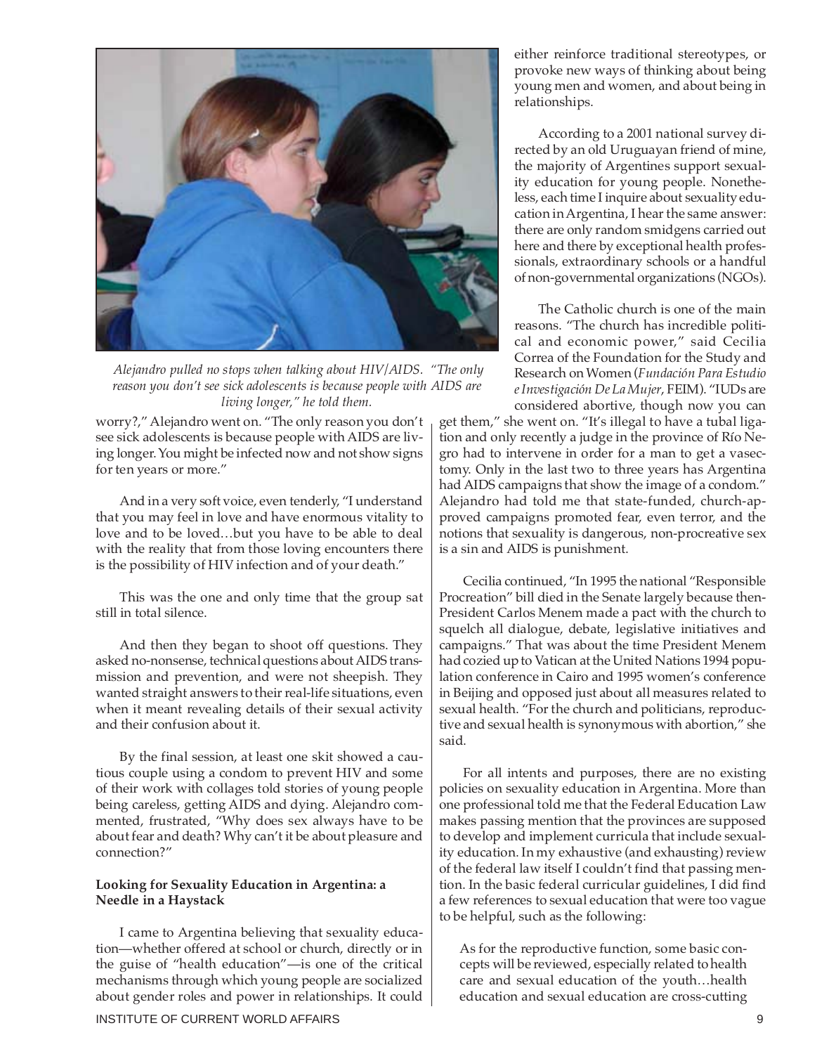*Alejandro pulled no stops when talking about HIV/AIDS. "The only reason you don't see sick adolescents is because people with AIDS are living longer," he told them.*

worry?," Alejandro went on. "The only reason you don't see sick adolescents is because people with AIDS are living longer. You might be infected now and not show signs for ten years or more."

And in a very soft voice, even tenderly, "I understand that you may feel in love and have enormous vitality to love and to be loved…but you have to be able to deal with the reality that from those loving encounters there is the possibility of HIV infection and of your death."

This was the one and only time that the group sat still in total silence.

And then they began to shoot off questions. They asked no-nonsense, technical questions about AIDS transmission and prevention, and were not sheepish. They wanted straight answers to their real-life situations, even when it meant revealing details of their sexual activity and their confusion about it.

By the final session, at least one skit showed a cautious couple using a condom to prevent HIV and some of their work with collages told stories of young people being careless, getting AIDS and dying. Alejandro commented, frustrated, "Why does sex always have to be about fear and death? Why can't it be about pleasure and connection?"

**Looking for Sexuality Education in Argentina: a Needle in a Haystack**

I came to Argentina believing that sexuality education—whether offered at school or church, directly or in the guise of "health education"—is one of the critical mechanisms through which young people are socialized about gender roles and power in relationships. It could either reinforce traditional stereotypes, or provoke new ways of thinking about being young men and women, and about being in relationships.

According to a 2001 national survey directed by an old Uruguayan friend of mine, the majority of Argentines support sexuality education for young people. Nonetheless, each time I inquire about sexuality education in Argentina, I hear the same answer: there are only random smidgens carried out here and there by exceptional health professionals, extraordinary schools or a handful of non-governmental organizations (NGOs).

The Catholic church is one of the main reasons. "The church has incredible political and economic power," said Cecilia Correa of the Foundation for the Study and Research on Women (*Fundación Para Estudio e Investigación De La Mujer*, FEIM). "IUDs are considered abortive, though now you can get them," she went on. "It's illegal to have a tubal ligation and only recently a judge in the province of Río Negro had to intervene in order for a man to get a vasectomy. Only in the last two to three years has Argentina had AIDS campaigns that show the image of a condom." Alejandro had told me that state-funded, church-approved campaigns promoted fear, even terror, and the notions that sexuality is dangerous, non-procreative sex is a sin and AIDS is punishment.

Cecilia continued, "In 1995 the national "Responsible Procreation" bill died in the Senate largely because then-President Carlos Menem made a pact with the church to squelch all dialogue, debate, legislative initiatives and campaigns." That was about the time President Menem had cozied up to Vatican at the United Nations 1994 population conference in Cairo and 1995 women's conference in Beijing and opposed just about all measures related to sexual health. "For the church and politicians, reproductive and sexual health is synonymous with abortion," she said.

For all intents and purposes, there are no existing policies on sexuality education in Argentina. More than one professional told me that the Federal Education Law makes passing mention that the provinces are supposed to develop and implement curricula that include sexuality education. In my exhaustive (and exhausting) review of the federal law itself I couldn't find that passing mention. In the basic federal curricular guidelines, I did find a few references to sexual education that were too vague to be helpful, such as the following:

> As for the reproductive function, some basic concepts will be reviewed, especially related to health care and sexual education of the youth…health education and sexual education are cross-cutting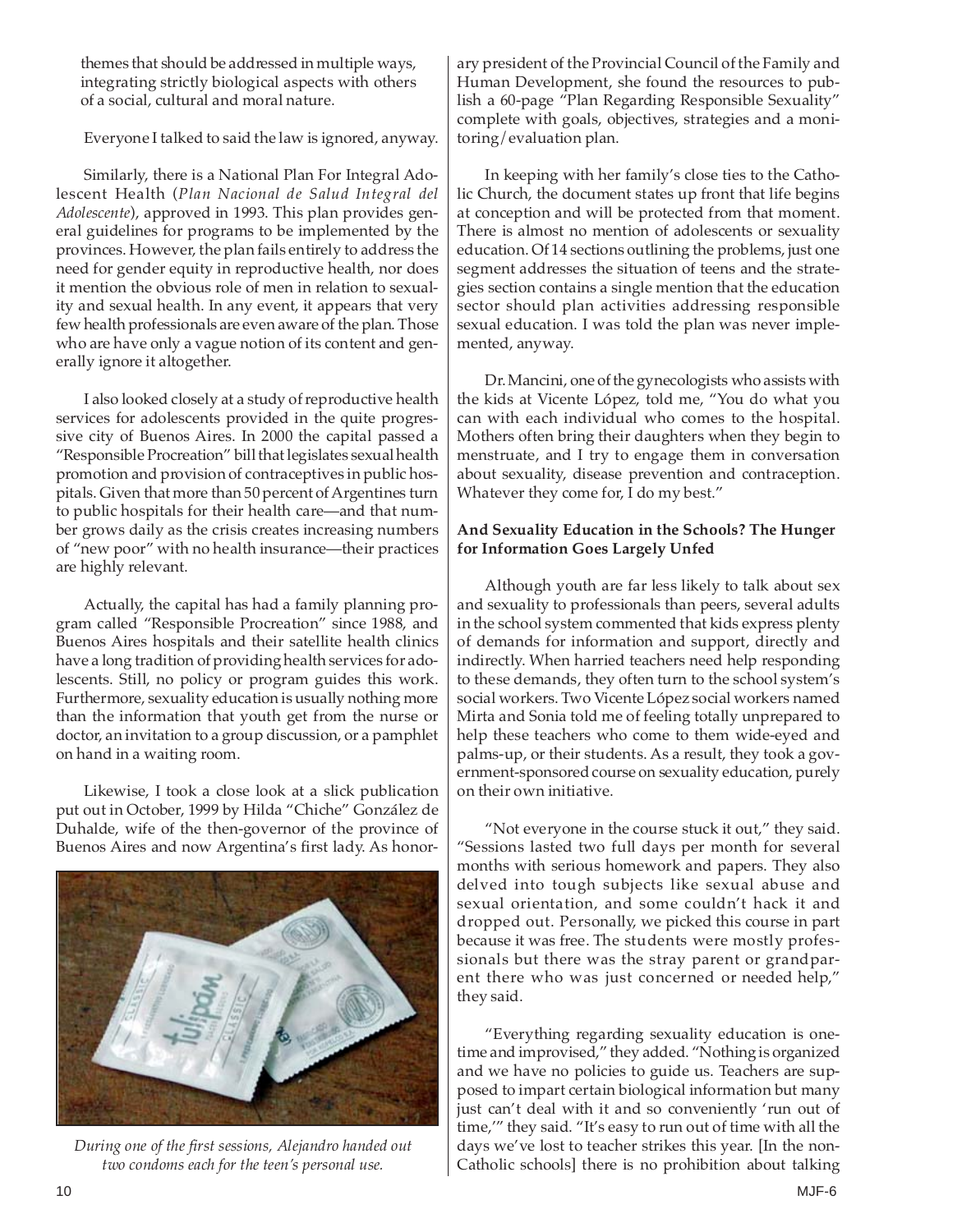themes that should be addressed in multiple ways, integrating strictly biological aspects with others of a social, cultural and moral nature.

Everyone I talked to said the law is ignored, anyway.

Similarly, there is a National Plan For Integral Adolescent Health (*Plan Nacional de Salud Integral del Adolescente*), approved in 1993. This plan provides general guidelines for programs to be implemented by the provinces. However, the plan fails entirely to address the need for gender equity in reproductive health, nor does it mention the obvious role of men in relation to sexuality and sexual health. In any event, it appears that very few health professionals are even aware of the plan. Those who are have only a vague notion of its content and generally ignore it altogether.

I also looked closely at a study of reproductive health services for adolescents provided in the quite progressive city of Buenos Aires. In 2000 the capital passed a "Responsible Procreation" bill that legislates sexual health promotion and provision of contraceptives in public hospitals. Given that more than 50 percent of Argentines turn to public hospitals for their health care—and that number grows daily as the crisis creates increasing numbers of "new poor" with no health insurance—their practices are highly relevant.

Actually, the capital has had a family planning program called "Responsible Procreation" since 1988, and Buenos Aires hospitals and their satellite health clinics have a long tradition of providing health services for adolescents. Still, no policy or program guides this work. Furthermore, sexuality education is usually nothing more than the information that youth get from the nurse or doctor, an invitation to a group discussion, or a pamphlet on hand in a waiting room.

Likewise, I took a close look at a slick publication put out in October, 1999 by Hilda "Chiche" González de Duhalde, wife of the then-governor of the province of Buenos Aires and now Argentina's first lady. As honorary president of the Provincial Council of the Family and Human Development, she found the resources to publish a 60-page "Plan Regarding Responsible Sexuality" complete with goals, objectives, strategies and a monitoring/evaluation plan.

*During one of the first sessions, Alejandro handed out two condoms each for the teen's personal use.*

In keeping with her family's close ties to the Catholic Church, the document states up front that life begins at conception and will be protected from that moment. There is almost no mention of adolescents or sexuality education. Of 14 sections outlining the problems, just one segment addresses the situation of teens and the strategies section contains a single mention that the education sector should plan activities addressing responsible sexual education. I was told the plan was never implemented, anyway.

Dr. Mancini, one of the gynecologists who assists with the kids at Vicente López, told me, "You do what you can with each individual who comes to the hospital. Mothers often bring their daughters when they begin to menstruate, and I try to engage them in conversation about sexuality, disease prevention and contraception. Whatever they come for, I do my best."

**And Sexuality Education in the Schools? The Hunger for Information Goes Largely Unfed**

Although youth are far less likely to talk about sex and sexuality to professionals than peers, several adults in the school system commented that kids express plenty of demands for information and support, directly and indirectly. When harried teachers need help responding to these demands, they often turn to the school system's social workers. Two Vicente López social workers named Mirta and Sonia told me of feeling totally unprepared to help these teachers who come to them wide-eyed and palms-up, or their students. As a result, they took a government-sponsored course on sexuality education, purely on their own initiative.

"Not everyone in the course stuck it out," they said. "Sessions lasted two full days per month for several months with serious homework and papers. They also delved into tough subjects like sexual abuse and sexual orientation, and some couldn't hack it and dropped out. Personally, we picked this course in part because it was free. The students were mostly professionals but there was the stray parent or grandparent there who was just concerned or needed help," they said.

"Everything regarding sexuality education is one-time and improvised," they added. "Nothing is organized and we have no policies to guide us. Teachers are supposed to impart certain biological information but many just can't deal with it and so conveniently 'run out of time,'" they said. "It's easy to run out of time with all the days we've lost to teacher strikes this year. [In the non-Catholic schools] there is no prohibition about talking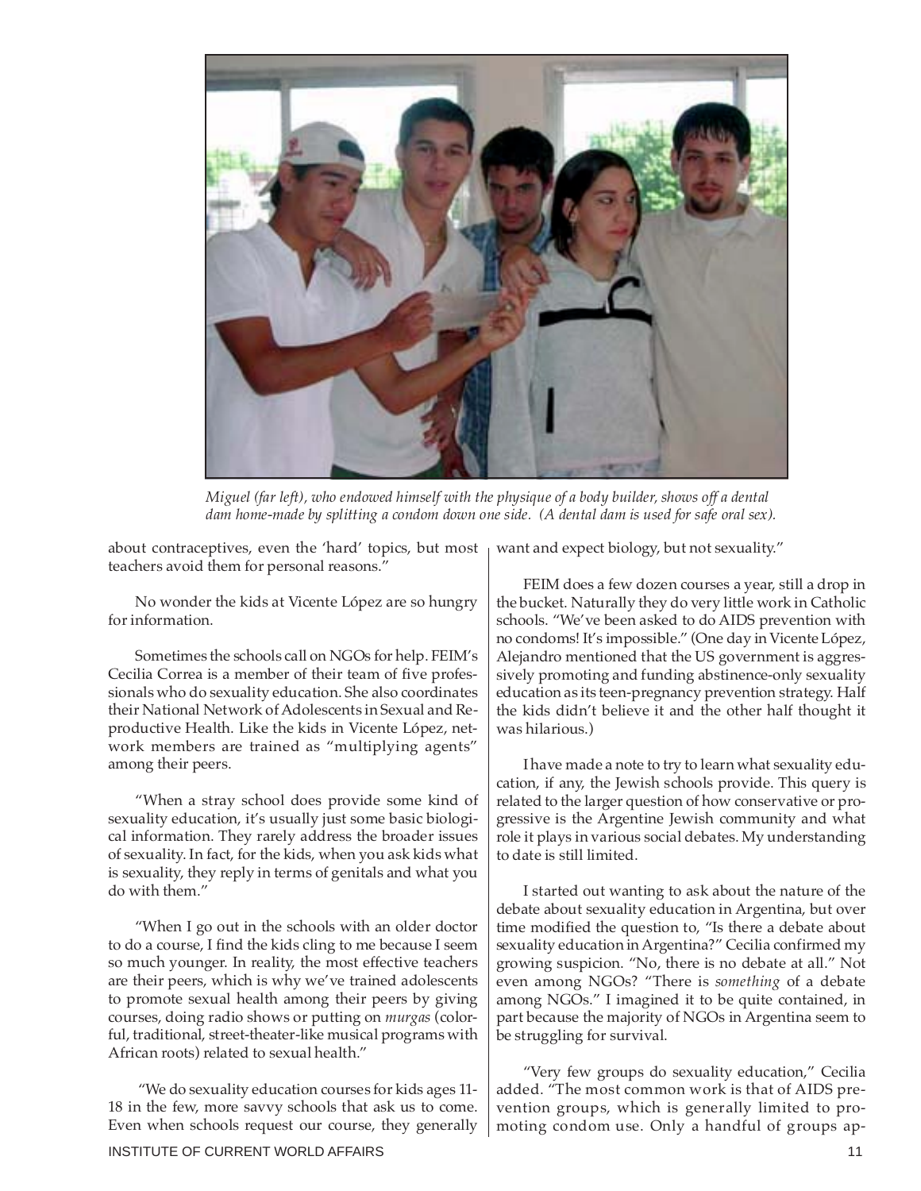*Miguel (far left), who endowed himself with the physique of a body builder, shows off a dental dam home-made by splitting a condom down one side. (A dental dam is used for safe oral sex).*

about contraceptives, even the 'hard' topics, but most teachers avoid them for personal reasons."

No wonder the kids at Vicente López are so hungry for information.

Sometimes the schools call on NGOs for help. FEIM's Cecilia Correa is a member of their team of five professionals who do sexuality education. She also coordinates their National Network of Adolescents in Sexual and Reproductive Health. Like the kids in Vicente López, network members are trained as "multiplying agents" among their peers.

"When a stray school does provide some kind of sexuality education, it's usually just some basic biological information. They rarely address the broader issues of sexuality. In fact, for the kids, when you ask kids what is sexuality, they reply in terms of genitals and what you do with them."

"When I go out in the schools with an older doctor to do a course, I find the kids cling to me because I seem so much younger. In reality, the most effective teachers are their peers, which is why we've trained adolescents to promote sexual health among their peers by giving courses, doing radio shows or putting on *murgas* (colorful, traditional, street-theater-like musical programs with African roots) related to sexual health."

"We do sexuality education courses for kids ages 11-18 in the few, more savvy schools that ask us to come. Even when schools request our course, they generally want and expect biology, but not sexuality."

FEIM does a few dozen courses a year, still a drop in the bucket. Naturally they do very little work in Catholic schools. "We've been asked to do AIDS prevention with no condoms! It's impossible." (One day in Vicente López, Alejandro mentioned that the US government is aggressively promoting and funding abstinence-only sexuality education as its teen-pregnancy prevention strategy. Half the kids didn't believe it and the other half thought it was hilarious.)

I have made a note to try to learn what sexuality education, if any, the Jewish schools provide. This query is related to the larger question of how conservative or progressive is the Argentine Jewish community and what role it plays in various social debates. My understanding to date is still limited.

I started out wanting to ask about the nature of the debate about sexuality education in Argentina, but over time modified the question to, "Is there a debate about sexuality education in Argentina?" Cecilia confirmed my growing suspicion. "No, there is no debate at all." Not even among NGOs? "There is *something* of a debate among NGOs." I imagined it to be quite contained, in part because the majority of NGOs in Argentina seem to be struggling for survival.

"Very few groups do sexuality education," Cecilia added. "The most common work is that of AIDS prevention groups, which is generally limited to promoting condom use. Only a handful of groups ap-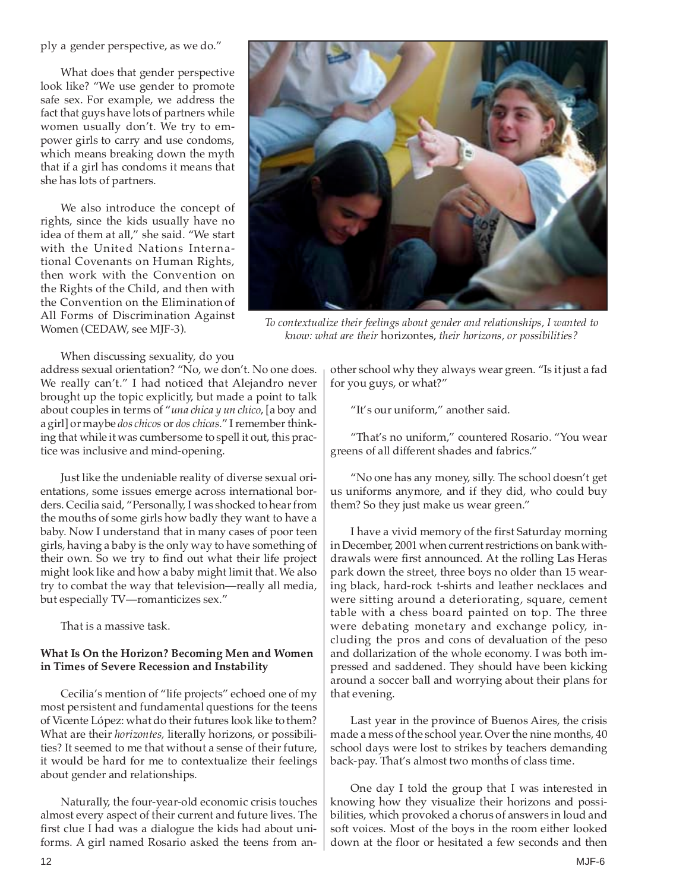ply a gender perspective, as we do."

What does that gender perspective look like? "We use gender to promote safe sex. For example, we address the fact that guys have lots of partners while women usually don't. We try to empower girls to carry and use condoms, which means breaking down the myth that if a girl has condoms it means that she has lots of partners.

We also introduce the concept of rights, since the kids usually have no idea of them at all," she said. "We start with the United Nations International Covenants on Human Rights, then work with the Convention on the Rights of the Child, and then with the Convention on the Elimination of All Forms of Discrimination Against Women (CEDAW, see MJF-3).

*To contextualize their feelings about gender and relationships, I wanted to know: what are their* horizontes*, their horizons, or possibilities?*

When discussing sexuality, do you address sexual orientation? "No, we don't. No one does. We really can't." I had noticed that Alejandro never brought up the topic explicitly, but made a point to talk about couples in terms of "*una chica y un chico*, [a boy and a girl] or maybe *dos chicos* or *dos chicas*." I remember thinking that while it was cumbersome to spell it out, this practice was inclusive and mind-opening.

Just like the undeniable reality of diverse sexual orientations, some issues emerge across international borders. Cecilia said, "Personally, I was shocked to hear from the mouths of some girls how badly they want to have a baby. Now I understand that in many cases of poor teen girls, having a baby is the only way to have something of their own. So we try to find out what their life project might look like and how a baby might limit that. We also try to combat the way that television—really all media, but especially TV—romanticizes sex."

That is a massive task.

**What Is On the Horizon? Becoming Men and Women in Times of Severe Recession and Instability**

Cecilia's mention of "life projects" echoed one of my most persistent and fundamental questions for the teens of Vicente López: what do their futures look like to them? What are their *horizontes,* literally horizons, or possibilities? It seemed to me that without a sense of their future, it would be hard for me to contextualize their feelings about gender and relationships.

Naturally, the four-year-old economic crisis touches almost every aspect of their current and future lives. The first clue I had was a dialogue the kids had about uniforms. A girl named Rosario asked the teens from another school why they always wear green. "Is it just a fad for you guys, or what?"

"It's our uniform," another said.

"That's no uniform," countered Rosario. "You wear greens of all different shades and fabrics."

"No one has any money, silly. The school doesn't get us uniforms anymore, and if they did, who could buy them? So they just make us wear green."

I have a vivid memory of the first Saturday morning in December, 2001 when current restrictions on bank withdrawals were first announced. At the rolling Las Heras park down the street, three boys no older than 15 wearing black, hard-rock t-shirts and leather necklaces and were sitting around a deteriorating, square, cement table with a chess board painted on top. The three were debating monetary and exchange policy, including the pros and cons of devaluation of the peso and dollarization of the whole economy. I was both impressed and saddened. They should have been kicking around a soccer ball and worrying about their plans for that evening.

Last year in the province of Buenos Aires, the crisis made a mess of the school year. Over the nine months, 40 school days were lost to strikes by teachers demanding back-pay. That's almost two months of class time.

One day I told the group that I was interested in knowing how they visualize their horizons and possibilities, which provoked a chorus of answers in loud and soft voices. Most of the boys in the room either looked down at the floor or hesitated a few seconds and then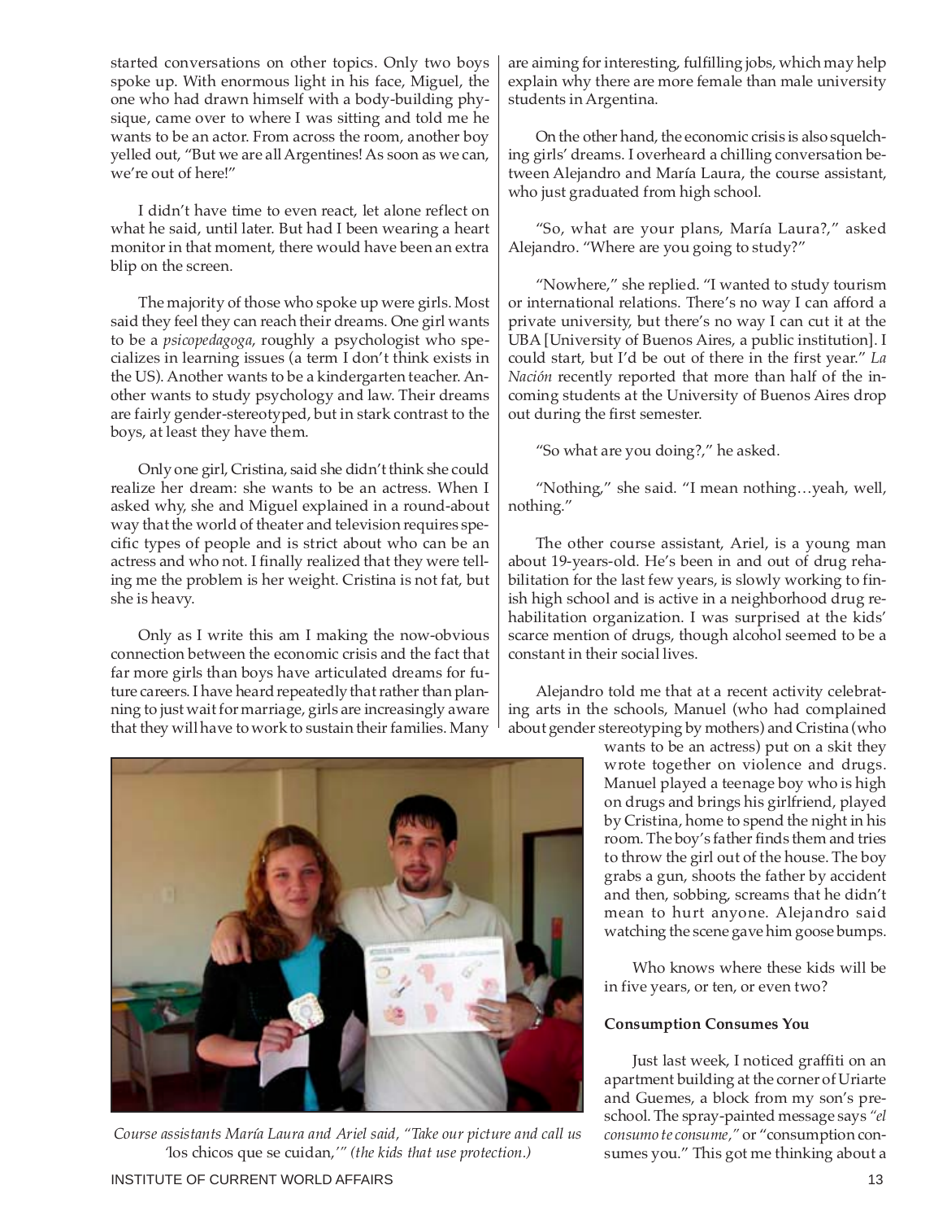started conversations on other topics. Only two boys spoke up. With enormous light in his face, Miguel, the one who had drawn himself with a body-building physique, came over to where I was sitting and told me he wants to be an actor. From across the room, another boy yelled out, "But we are all Argentines! As soon as we can, we're out of here!"

I didn't have time to even react, let alone reflect on what he said, until later. But had I been wearing a heart monitor in that moment, there would have been an extra blip on the screen.

The majority of those who spoke up were girls. Most said they feel they can reach their dreams. One girl wants to be a *psicopedagoga*, roughly a psychologist who specializes in learning issues (a term I don't think exists in the US). Another wants to be a kindergarten teacher. Another wants to study psychology and law. Their dreams are fairly gender-stereotyped, but in stark contrast to the boys, at least they have them.

Only one girl, Cristina, said she didn't think she could realize her dream: she wants to be an actress. When I asked why, she and Miguel explained in a round-about way that the world of theater and television requires specific types of people and is strict about who can be an actress and who not. I finally realized that they were telling me the problem is her weight. Cristina is not fat, but she is heavy.

Only as I write this am I making the now-obvious connection between the economic crisis and the fact that far more girls than boys have articulated dreams for future careers. I have heard repeatedly that rather than planning to just wait for marriage, girls are increasingly aware that they will have to work to sustain their families. Many are aiming for interesting, fulfilling jobs, which may help explain why there are more female than male university students in Argentina.

On the other hand, the economic crisis is also squelching girls' dreams. I overheard a chilling conversation between Alejandro and María Laura, the course assistant, who just graduated from high school.

"So, what are your plans, María Laura?," asked Alejandro. "Where are you going to study?"

"Nowhere," she replied. "I wanted to study tourism or international relations. There's no way I can afford a private university, but there's no way I can cut it at the UBA [University of Buenos Aires, a public institution]. I could start, but I'd be out of there in the first year." *La Nación* recently reported that more than half of the incoming students at the University of Buenos Aires drop out during the first semester.

"So what are you doing?," he asked.

"Nothing," she said. "I mean nothing…yeah, well, nothing."

The other course assistant, Ariel, is a young man about 19-years-old. He's been in and out of drug rehabilitation for the last few years, is slowly working to finish high school and is active in a neighborhood drug rehabilitation organization. I was surprised at the kids' scarce mention of drugs, though alcohol seemed to be a constant in their social lives.

Alejandro told me that at a recent activity celebrating arts in the schools, Manuel (who had complained about gender stereotyping by mothers) and Cristina (who wants to be an actress) put on a skit they wrote together on violence and drugs. Manuel played a teenage boy who is high on drugs and brings his girlfriend, played by Cristina, home to spend the night in his room. The boy's father finds them and tries to throw the girl out of the house. The boy grabs a gun, shoots the father by accident and then, sobbing, screams that he didn't mean to hurt anyone. Alejandro said watching the scene gave him goose bumps.

*Course assistants María Laura and Ariel said, "Take our picture and call us 'los chicos que se cuidan,'" (the kids that use protection.)*

Who knows where these kids will be in five years, or ten, or even two?

**Consumption Consumes You**

Just last week, I noticed graffiti on an apartment building at the corner of Uriarte and Guemes, a block from my son's preschool. The spray-painted message says *"el consumo te consume,"* or "consumption consumes you." This got me thinking about a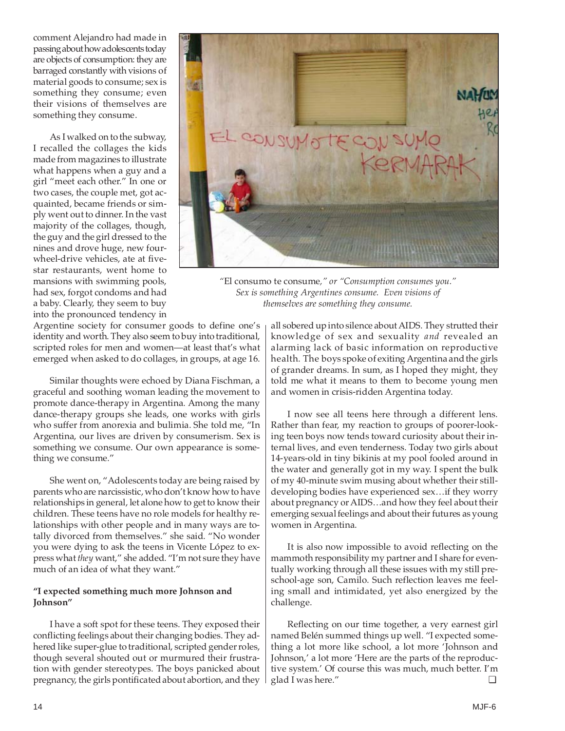comment Alejandro had made in passing about how adolescents today are objects of consumption: they are barraged constantly with visions of material goods to consume; sex is something they consume; even their visions of themselves are something they consume.

As I walked on to the subway, I recalled the collages the kids made from magazines to illustrate what happens when a guy and a girl "meet each other." In one or two cases, the couple met, got acquainted, became friends or simply went out to dinner. In the vast majority of the collages, though, the guy and the girl dressed to the nines and drove huge, new four-wheel-drive vehicles, ate at five-star restaurants, went home to mansions with swimming pools, had sex, forgot condoms and had a baby. Clearly, they seem to buy into the pronounced tendency in Argentine society for consumer goods to define one's identity and worth. They also seem to buy into traditional, scripted roles for men and women—at least that's what emerged when asked to do collages, in groups, at age 16.

"El consumo te consume," *or "Consumption consumes you." Sex is something Argentines consume. Even visions of themselves are something they consume.*

Similar thoughts were echoed by Diana Fischman, a graceful and soothing woman leading the movement to promote dance-therapy in Argentina. Among the many dance-therapy groups she leads, one works with girls who suffer from anorexia and bulimia. She told me, "In Argentina, our lives are driven by consumerism. Sex is something we consume. Our own appearance is something we consume."

She went on, "Adolescents today are being raised by parents who are narcissistic, who don't know how to have relationships in general, let alone how to get to know their children. These teens have no role models for healthy relationships with other people and in many ways are totally divorced from themselves." she said. "No wonder you were dying to ask the teens in Vicente López to express what *they* want," she added. "I'm not sure they have much of an idea of what they want."

**"I expected something much more Johnson and Johnson"**

I have a soft spot for these teens. They exposed their conflicting feelings about their changing bodies. They adhered like super-glue to traditional, scripted gender roles, though several shouted out or murmured their frustration with gender stereotypes. The boys panicked about pregnancy, the girls pontificated about abortion, and they all sobered up into silence about AIDS. They strutted their knowledge of sex and sexuality *and* revealed an alarming lack of basic information on reproductive health. The boys spoke of exiting Argentina and the girls of grander dreams. In sum, as I hoped they might, they told me what it means to them to become young men and women in crisis-ridden Argentina today.

I now see all teens here through a different lens. Rather than fear, my reaction to groups of poorer-looking teen boys now tends toward curiosity about their internal lives, and even tenderness. Today two girls about 14-years-old in tiny bikinis at my pool fooled around in the water and generally got in my way. I spent the bulk of my 40-minute swim musing about whether their still-developing bodies have experienced sex…if they worry about pregnancy or AIDS…and how they feel about their emerging sexual feelings and about their futures as young women in Argentina.

It is also now impossible to avoid reflecting on the mammoth responsibility my partner and I share for eventually working through all these issues with my still pre-school-age son, Camilo. Such reflection leaves me feeling small and intimidated, yet also energized by the challenge.

Reflecting on our time together, a very earnest girl named Belén summed things up well. "I expected something a lot more like school, a lot more 'Johnson and Johnson,' a lot more 'Here are the parts of the reproductive system.' Of course this was much, much better. I'm glad I was here." ❑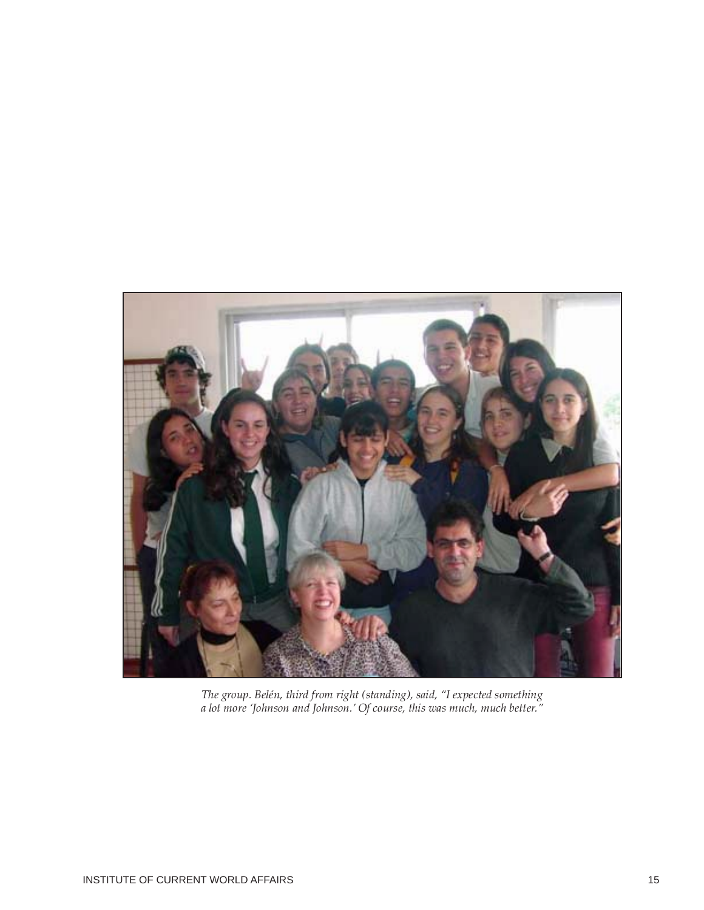*The group. Belén, third from right (standing), said, "I expected something a lot more 'Johnson and Johnson.' Of course, this was much, much better."*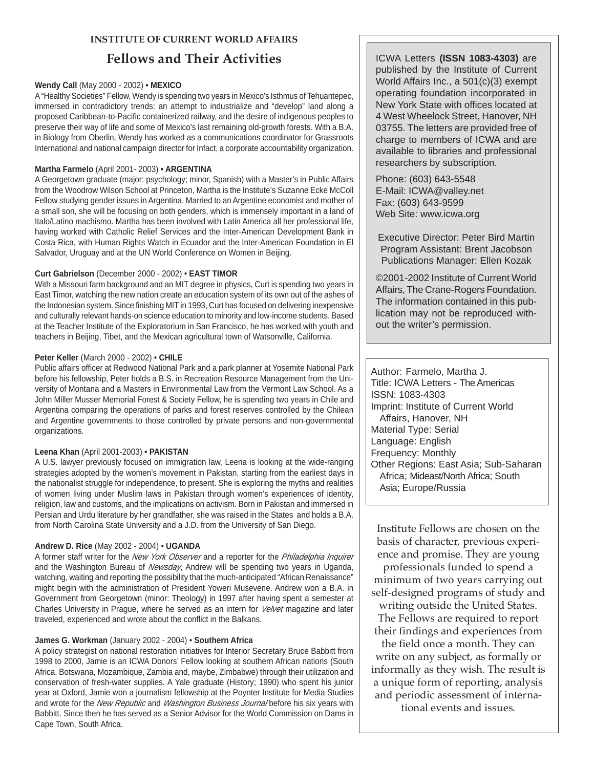INSTITUTE OF CURRENT WORLD AFFAIRS

# Fellows and Their Activities

**Wendy Call** (May 2000 - 2002) **• MEXICO**

A "Healthy Societies" Fellow, Wendy is spending two years in Mexico's Isthmus of Tehuantepec, immersed in contradictory trends: an attempt to industrialize and "develop" land along a proposed Caribbean-to-Pacific containerized railway, and the desire of indigenous peoples to preserve their way of life and some of Mexico's last remaining old-growth forests. With a B.A. in Biology from Oberlin, Wendy has worked as a communications coordinator for Grassroots International and national campaign director for Infact, a corporate accountability organization.

**Martha Farmelo** (April 2001- 2003) **• ARGENTINA**

A Georgetown graduate (major: psychology; minor, Spanish) with a Master's in Public Affairs from the Woodrow Wilson School at Princeton, Martha is the Institute's Suzanne Ecke McColl Fellow studying gender issues in Argentina. Married to an Argentine economist and mother of a small son, she will be focusing on both genders, which is immensely important in a land of Italo/Latino machismo. Martha has been involved with Latin America all her professional life, having worked with Catholic Relief Services and the Inter-American Development Bank in Costa Rica, with Human Rights Watch in Ecuador and the Inter-American Foundation in El Salvador, Uruguay and at the UN World Conference on Women in Beijing.

**Curt Gabrielson** (December 2000 - 2002) **• EAST TIMOR**

With a Missouri farm background and an MIT degree in physics, Curt is spending two years in East Timor, watching the new nation create an education system of its own out of the ashes of the Indonesian system. Since finishing MIT in 1993, Curt has focused on delivering inexpensive and culturally relevant hands-on science education to minority and low-income students. Based at the Teacher Institute of the Exploratorium in San Francisco, he has worked with youth and teachers in Beijing, Tibet, and the Mexican agricultural town of Watsonville, California.

**Peter Keller** (March 2000 - 2002) **• CHILE**

Public affairs officer at Redwood National Park and a park planner at Yosemite National Park before his fellowship, Peter holds a B.S. in Recreation Resource Management from the University of Montana and a Masters in Environmental Law from the Vermont Law School. As a John Miller Musser Memorial Forest & Society Fellow, he is spending two years in Chile and Argentina comparing the operations of parks and forest reserves controlled by the Chilean and Argentine governments to those controlled by private persons and non-governmental organizations.

**Leena Khan** (April 2001-2003) **• PAKISTAN**

A U.S. lawyer previously focused on immigration law, Leena is looking at the wide-ranging strategies adopted by the women's movement in Pakistan, starting from the earliest days in the nationalist struggle for independence, to present. She is exploring the myths and realities of women living under Muslim laws in Pakistan through women's experiences of identity, religion, law and customs, and the implications on activism. Born in Pakistan and immersed in Persian and Urdu literature by her grandfather, she was raised in the States and holds a B.A. from North Carolina State University and a J.D. from the University of San Diego.

**Andrew D. Rice** (May 2002 - 2004) **• UGANDA**

A former staff writer for the *New York Observer* and a reporter for the *Philadelphia Inquirer* and the Washington Bureau of *Newsday*, Andrew will be spending two years in Uganda, watching, waiting and reporting the possibility that the much-anticipated "African Renaissance" might begin with the administration of President Yoweri Musevene. Andrew won a B.A. in Government from Georgetown (minor: Theology) in 1997 after having spent a semester at Charles University in Prague, where he served as an intern for *Velvet* magazine and later traveled, experienced and wrote about the conflict in the Balkans.

**James G. Workman** (January 2002 - 2004) **• Southern Africa**

A policy strategist on national restoration initiatives for Interior Secretary Bruce Babbitt from 1998 to 2000, Jamie is an ICWA Donors' Fellow looking at southern African nations (South Africa, Botswana, Mozambique, Zambia and, maybe, Zimbabwe) through their utilization and conservation of fresh-water supplies. A Yale graduate (History; 1990) who spent his junior year at Oxford, Jamie won a journalism fellowship at the Poynter Institute for Media Studies and wrote for the *New Republic* and *Washington Business Journal* before his six years with Babbitt. Since then he has served as a Senior Advisor for the World Commission on Dams in Cape Town, South Africa.

ICWA Letters **(ISSN 1083-4303)** are published by the Institute of Current World Affairs Inc., a 501(c)(3) exempt operating foundation incorporated in New York State with offices located at 4 West Wheelock Street, Hanover, NH 03755. The letters are provided free of charge to members of ICWA and are available to libraries and professional researchers by subscription.

Phone: (603) 643-5548
E-Mail: ICWA@valley.net
Fax: (603) 643-9599
Web Site: www.icwa.org

Executive Director: Peter Bird Martin
Program Assistant: Brent Jacobson
Publications Manager: Ellen Kozak

©2001-2002 Institute of Current World Affairs, The Crane-Rogers Foundation. The information contained in this publication may not be reproduced without the writer's permission.

Author: Farmelo, Martha J.
Title: ICWA Letters - The Americas
ISSN: 1083-4303
Imprint: Institute of Current World Affairs, Hanover, NH
Material Type: Serial
Language: English
Frequency: Monthly
Other Regions: East Asia; Sub-Saharan Africa; Mideast/North Africa; South Asia; Europe/Russia

Institute Fellows are chosen on the basis of character, previous experience and promise. They are young professionals funded to spend a minimum of two years carrying out self-designed programs of study and writing outside the United States. The Fellows are required to report their findings and experiences from the field once a month. They can write on any subject, as formally or informally as they wish. The result is a unique form of reporting, analysis and periodic assessment of international events and issues.